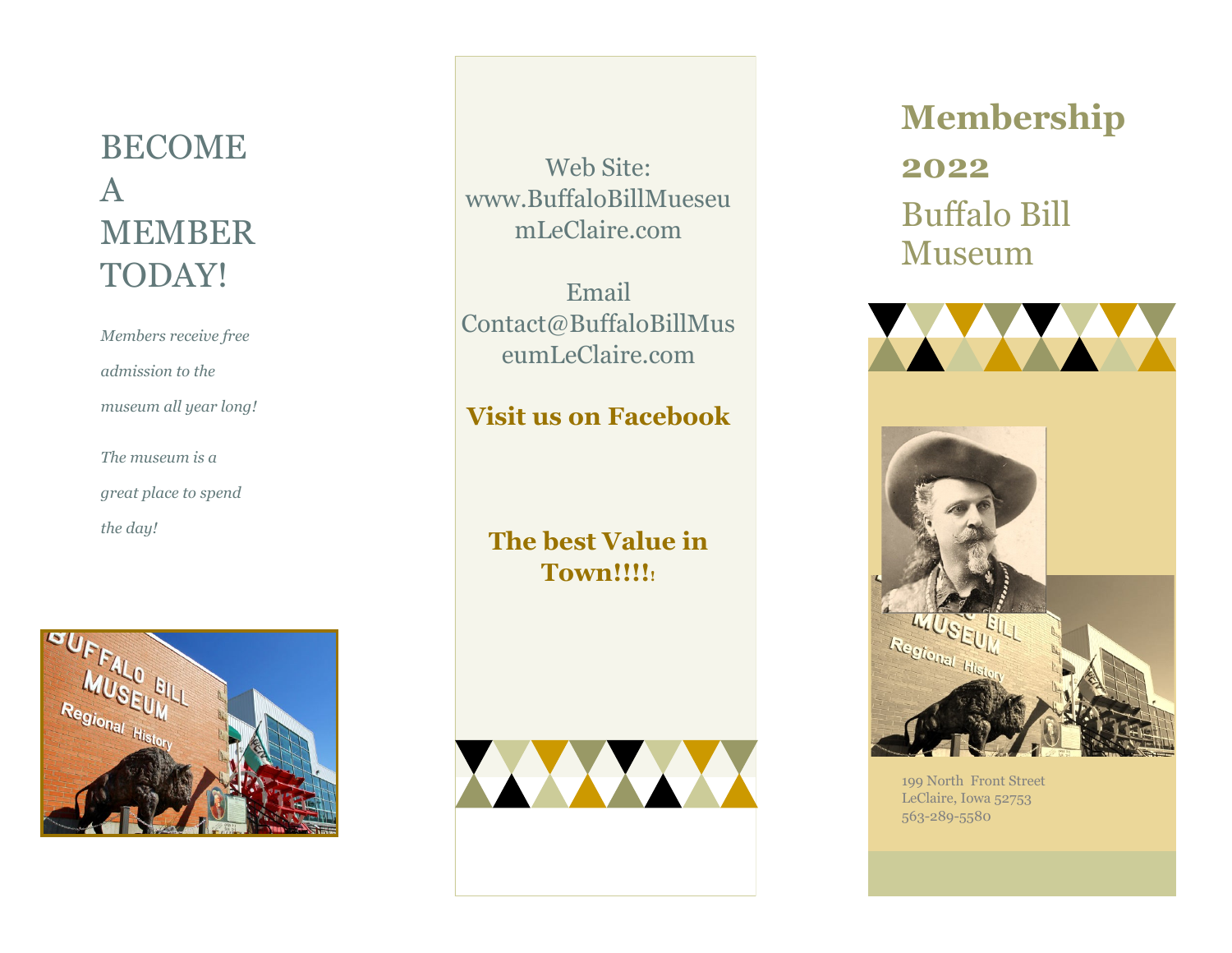# BECOME A MEMBER TODAY!

*Members receive free admission to the museum all year long!*

*The museum is a great place to spend the day!*

Web Site:
www.BuffaloBillMueseumLeClaire.com

Email
Contact@BuffaloBillMuseumLeClaire.com

**Visit us on Facebook**

**The best Value in Town!!!!!**

# Membership 2022

## Buffalo Bill Museum

199 North Front Street
LeClaire, Iowa 52753
563-289-5580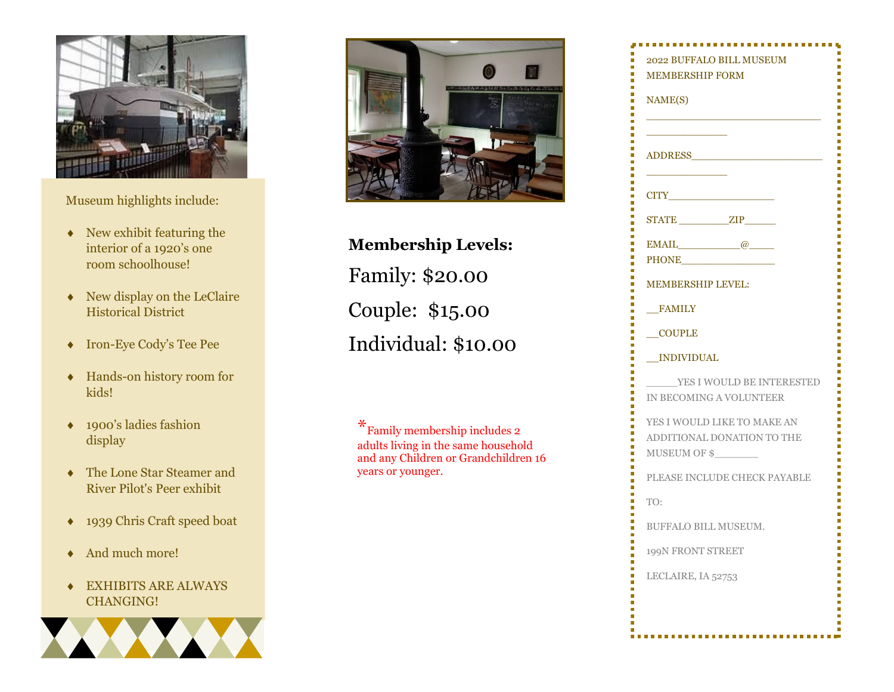Museum highlights include:

- New exhibit featuring the interior of a 1920's one room schoolhouse!
- New display on the LeClaire Historical District
- Iron-Eye Cody's Tee Pee
- Hands-on history room for kids!
- 1900's ladies fashion display
- The Lone Star Steamer and River Pilot's Peer exhibit
- 1939 Chris Craft speed boat
- And much more!
- EXHIBITS ARE ALWAYS CHANGING!

**Membership Levels:**

Family: $20.00

Couple: $15.00

Individual: $10.00

*Family membership includes 2 adults living in the same household and any Children or Grandchildren 16 years or younger.

2022 BUFFALO BILL MUSEUM MEMBERSHIP FORM

NAME(S) ____________________________ _____________

ADDRESS_____________________ _____________

CITY_________________

STATE ________ZIP_____

EMAIL__________@____

PHONE_______________

MEMBERSHIP LEVEL:

__FAMILY

__COUPLE

__INDIVIDUAL

_____YES I WOULD BE INTERESTED IN BECOMING A VOLUNTEER

YES I WOULD LIKE TO MAKE AN ADDITIONAL DONATION TO THE MUSEUM OF $_______

PLEASE INCLUDE CHECK PAYABLE

TO:

BUFFALO BILL MUSEUM.

199N FRONT STREET

LECLAIRE, IA 52753